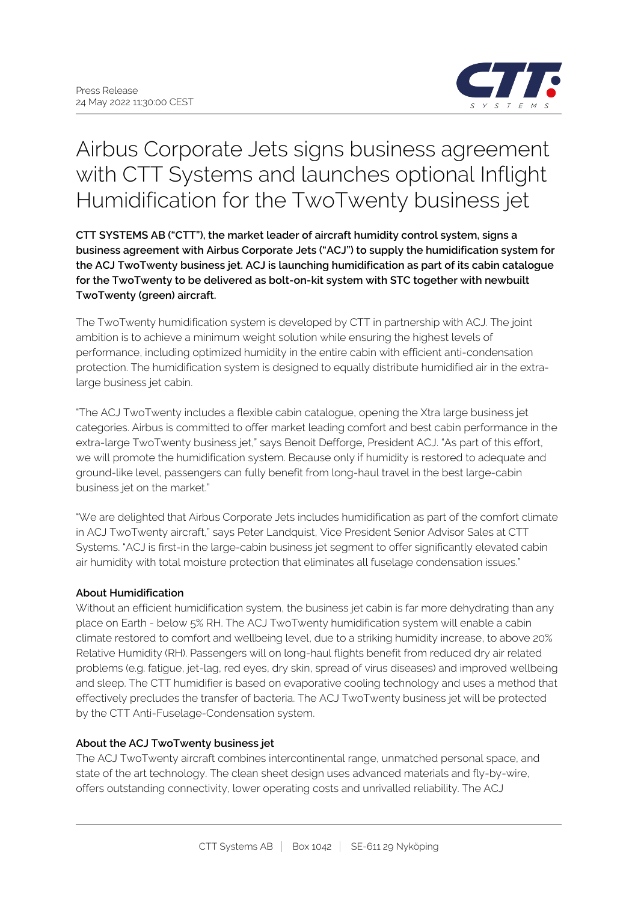Press Release
24 May 2022 11:30:00 CEST

# Airbus Corporate Jets signs business agreement with CTT Systems and launches optional Inflight Humidification for the TwoTwenty business jet

**CTT SYSTEMS AB ("CTT"), the market leader of aircraft humidity control system, signs a business agreement with Airbus Corporate Jets ("ACJ") to supply the humidification system for the ACJ TwoTwenty business jet. ACJ is launching humidification as part of its cabin catalogue for the TwoTwenty to be delivered as bolt-on-kit system with STC together with newbuilt TwoTwenty (green) aircraft.**

The TwoTwenty humidification system is developed by CTT in partnership with ACJ. The joint ambition is to achieve a minimum weight solution while ensuring the highest levels of performance, including optimized humidity in the entire cabin with efficient anti-condensation protection. The humidification system is designed to equally distribute humidified air in the extra-large business jet cabin.

"The ACJ TwoTwenty includes a flexible cabin catalogue, opening the Xtra large business jet categories. Airbus is committed to offer market leading comfort and best cabin performance in the extra-large TwoTwenty business jet," says Benoit Defforge, President ACJ. "As part of this effort, we will promote the humidification system. Because only if humidity is restored to adequate and ground-like level, passengers can fully benefit from long-haul travel in the best large-cabin business jet on the market."

"We are delighted that Airbus Corporate Jets includes humidification as part of the comfort climate in ACJ TwoTwenty aircraft," says Peter Landquist, Vice President Senior Advisor Sales at CTT Systems. "ACJ is first-in the large-cabin business jet segment to offer significantly elevated cabin air humidity with total moisture protection that eliminates all fuselage condensation issues."

**About Humidification**

Without an efficient humidification system, the business jet cabin is far more dehydrating than any place on Earth - below 5% RH. The ACJ TwoTwenty humidification system will enable a cabin climate restored to comfort and wellbeing level, due to a striking humidity increase, to above 20% Relative Humidity (RH). Passengers will on long-haul flights benefit from reduced dry air related problems (e.g. fatigue, jet-lag, red eyes, dry skin, spread of virus diseases) and improved wellbeing and sleep. The CTT humidifier is based on evaporative cooling technology and uses a method that effectively precludes the transfer of bacteria. The ACJ TwoTwenty business jet will be protected by the CTT Anti-Fuselage-Condensation system.

**About the ACJ TwoTwenty business jet**

The ACJ TwoTwenty aircraft combines intercontinental range, unmatched personal space, and state of the art technology. The clean sheet design uses advanced materials and fly-by-wire, offers outstanding connectivity, lower operating costs and unrivalled reliability. The ACJ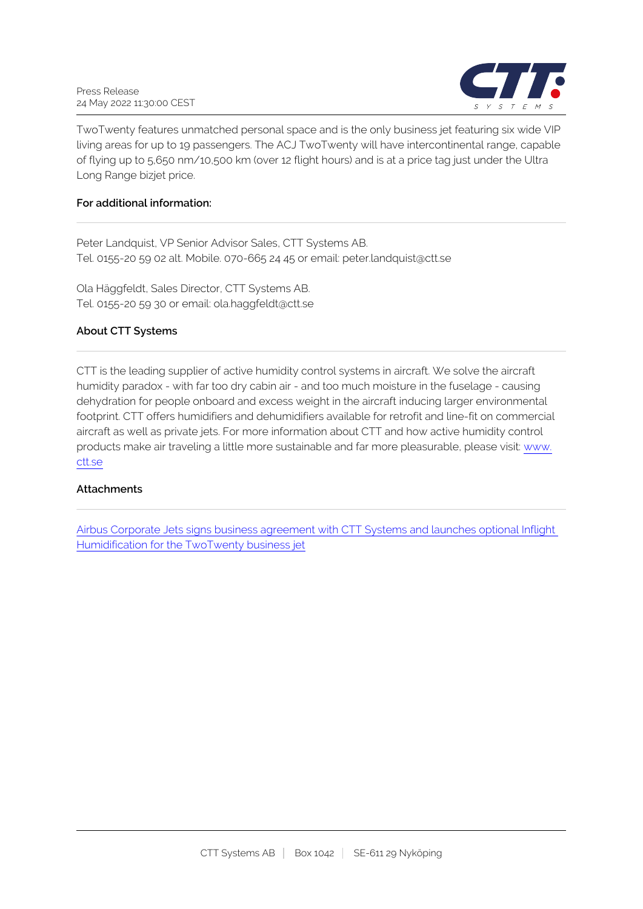TwoTwenty features unmatched personal space and is the only business jet featuring six wide VIP living areas for up to 19 passengers. The ACJ TwoTwenty will have intercontinental range, capable of flying up to 5,650 nm/10,500 km (over 12 flight hours) and is at a price tag just under the Ultra Long Range bizjet price.

**For additional information:**

Peter Landquist, VP Senior Advisor Sales, CTT Systems AB.
Tel. 0155-20 59 02 alt. Mobile. 070-665 24 45 or email: peter.landquist@ctt.se

Ola Häggfeldt, Sales Director, CTT Systems AB.
Tel. 0155-20 59 30 or email: ola.haggfeldt@ctt.se

**About CTT Systems**

CTT is the leading supplier of active humidity control systems in aircraft. We solve the aircraft humidity paradox - with far too dry cabin air - and too much moisture in the fuselage - causing dehydration for people onboard and excess weight in the aircraft inducing larger environmental footprint. CTT offers humidifiers and dehumidifiers available for retrofit and line-fit on commercial aircraft as well as private jets. For more information about CTT and how active humidity control products make air traveling a little more sustainable and far more pleasurable, please visit: www.ctt.se

**Attachments**

Airbus Corporate Jets signs business agreement with CTT Systems and launches optional Inflight Humidification for the TwoTwenty business jet